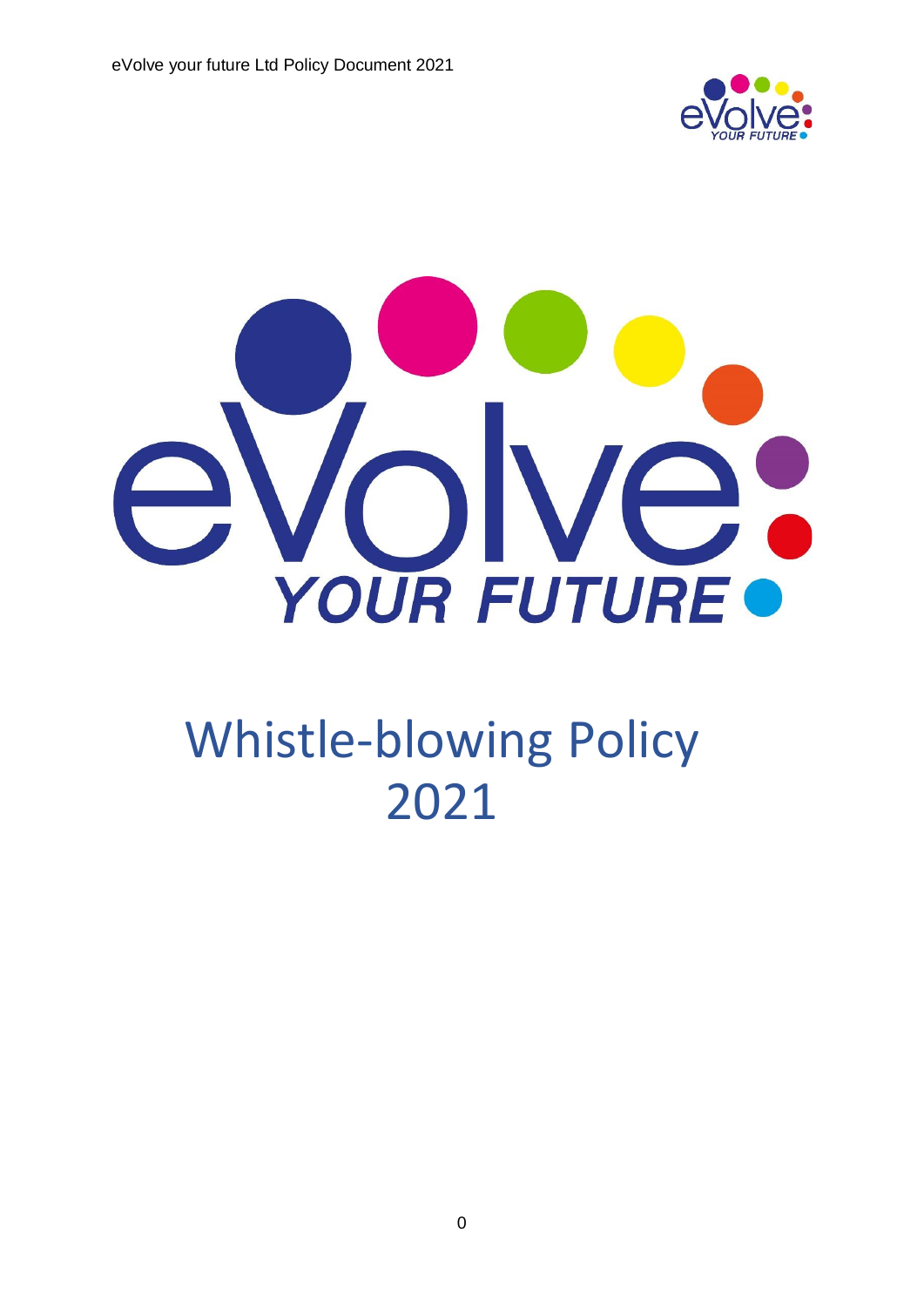# Whistle-blowing Policy 2021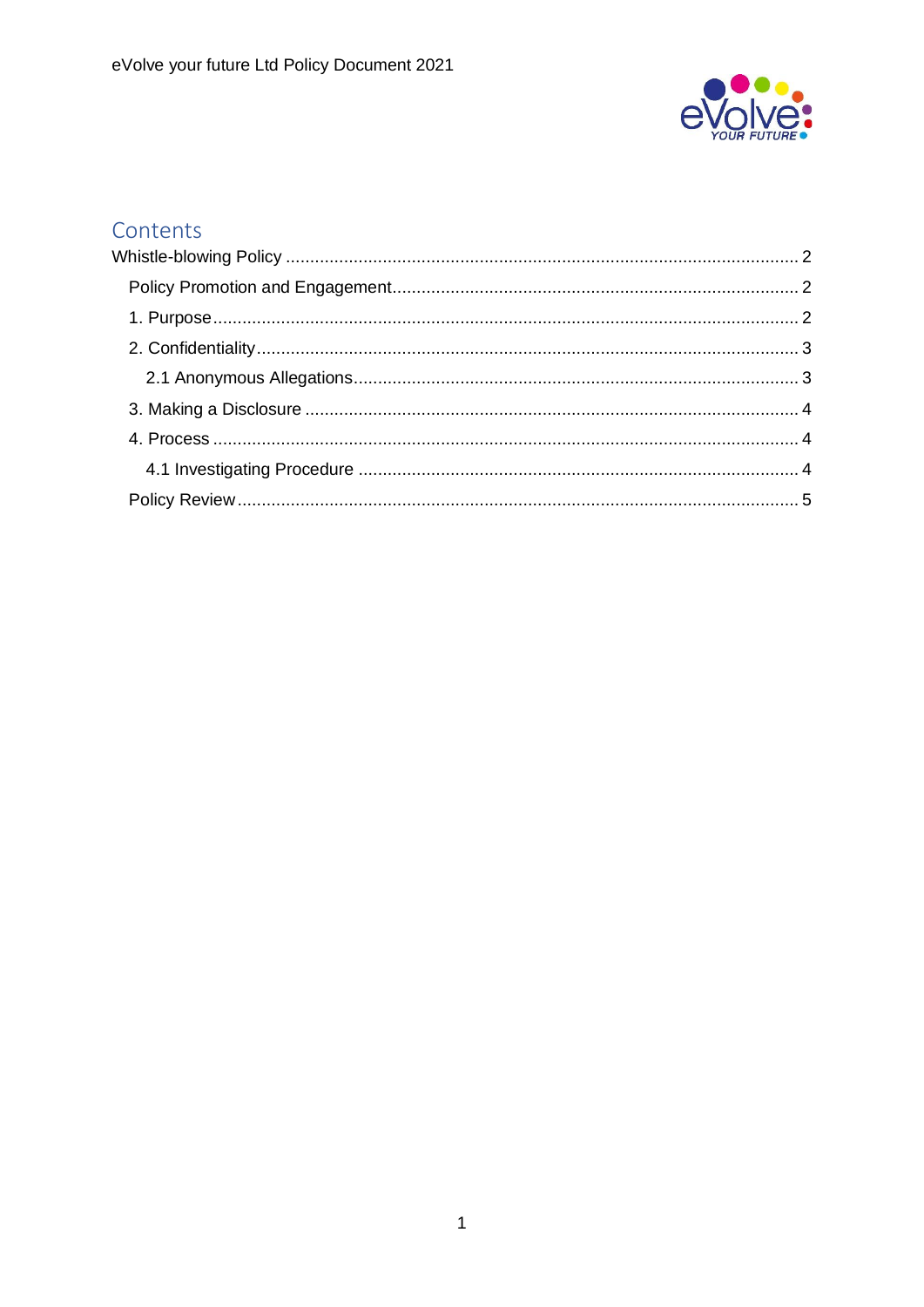## Contents

- Whistle-blowing Policy ........ 2
  - Policy Promotion and Engagement ........ 2
  - 1. Purpose ........ 2
  - 2. Confidentiality ........ 3
    - 2.1 Anonymous Allegations ........ 3
  - 3. Making a Disclosure ........ 4
  - 4. Process ........ 4
    - 4.1 Investigating Procedure ........ 4
  - Policy Review ........ 5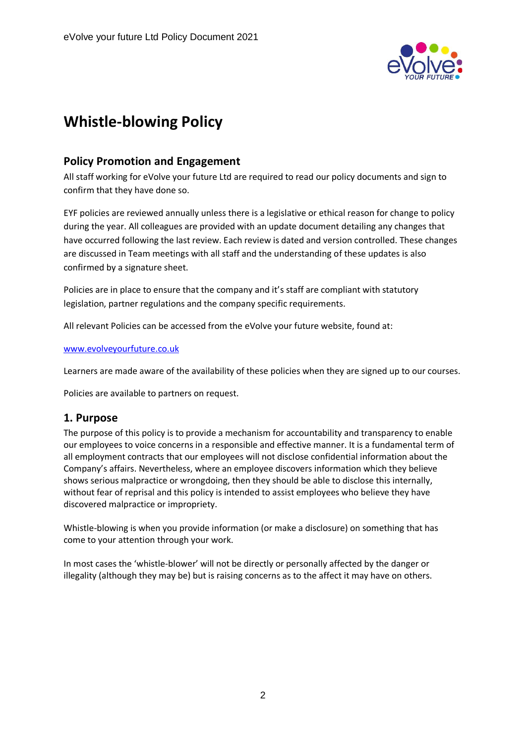# Whistle-blowing Policy

## Policy Promotion and Engagement

All staff working for eVolve your future Ltd are required to read our policy documents and sign to confirm that they have done so.

EYF policies are reviewed annually unless there is a legislative or ethical reason for change to policy during the year. All colleagues are provided with an update document detailing any changes that have occurred following the last review. Each review is dated and version controlled. These changes are discussed in Team meetings with all staff and the understanding of these updates is also confirmed by a signature sheet.

Policies are in place to ensure that the company and it's staff are compliant with statutory legislation, partner regulations and the company specific requirements.

All relevant Policies can be accessed from the eVolve your future website, found at:

[www.evolveyourfuture.co.uk](www.evolveyourfuture.co.uk)

Learners are made aware of the availability of these policies when they are signed up to our courses.

Policies are available to partners on request.

## 1. Purpose

The purpose of this policy is to provide a mechanism for accountability and transparency to enable our employees to voice concerns in a responsible and effective manner. It is a fundamental term of all employment contracts that our employees will not disclose confidential information about the Company's affairs. Nevertheless, where an employee discovers information which they believe shows serious malpractice or wrongdoing, then they should be able to disclose this internally, without fear of reprisal and this policy is intended to assist employees who believe they have discovered malpractice or impropriety.

Whistle-blowing is when you provide information (or make a disclosure) on something that has come to your attention through your work.

In most cases the 'whistle-blower' will not be directly or personally affected by the danger or illegality (although they may be) but is raising concerns as to the affect it may have on others.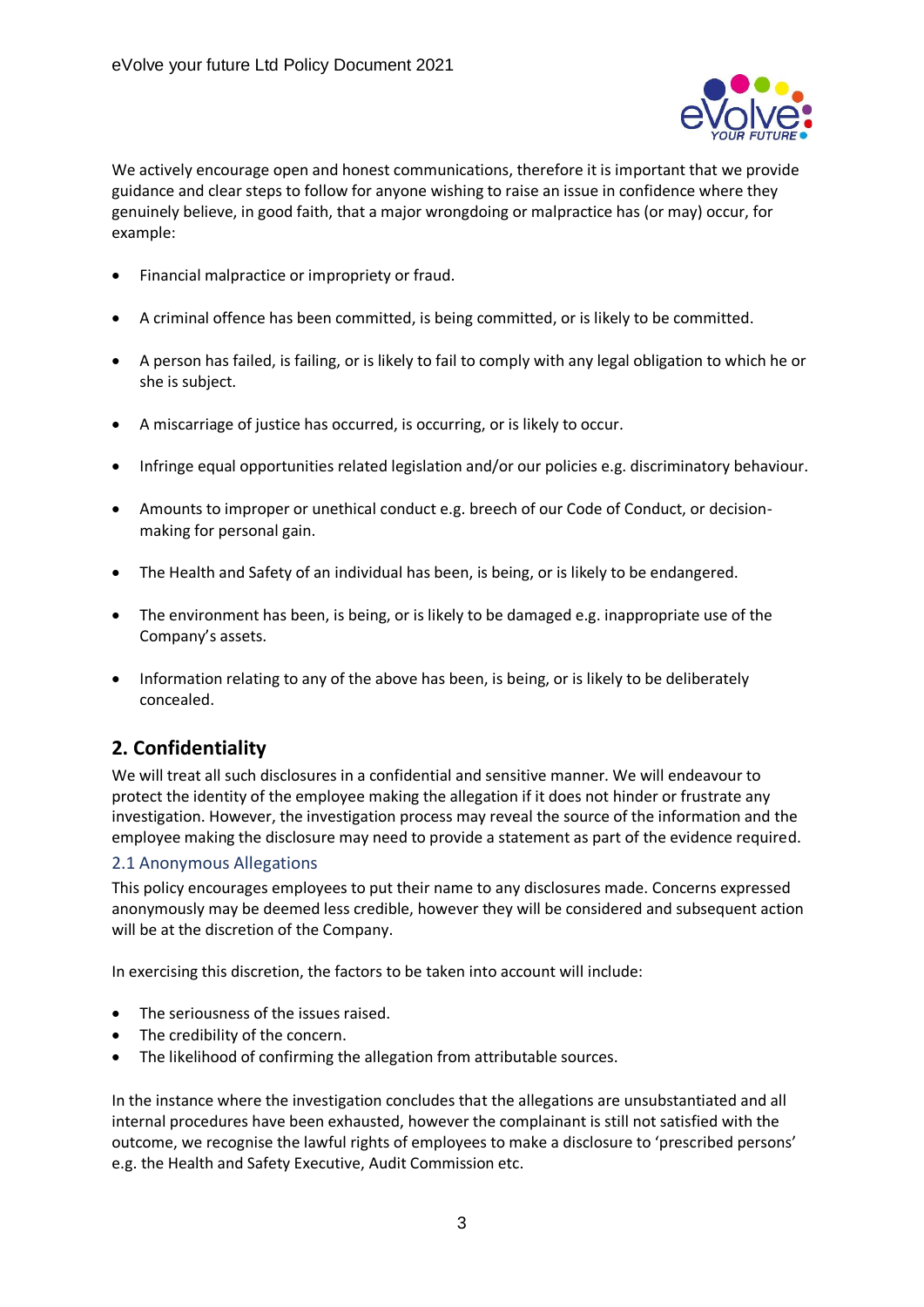We actively encourage open and honest communications, therefore it is important that we provide guidance and clear steps to follow for anyone wishing to raise an issue in confidence where they genuinely believe, in good faith, that a major wrongdoing or malpractice has (or may) occur, for example:

- Financial malpractice or impropriety or fraud.
- A criminal offence has been committed, is being committed, or is likely to be committed.
- A person has failed, is failing, or is likely to fail to comply with any legal obligation to which he or she is subject.
- A miscarriage of justice has occurred, is occurring, or is likely to occur.
- Infringe equal opportunities related legislation and/or our policies e.g. discriminatory behaviour.
- Amounts to improper or unethical conduct e.g. breech of our Code of Conduct, or decision-making for personal gain.
- The Health and Safety of an individual has been, is being, or is likely to be endangered.
- The environment has been, is being, or is likely to be damaged e.g. inappropriate use of the Company's assets.
- Information relating to any of the above has been, is being, or is likely to be deliberately concealed.

## 2. Confidentiality

We will treat all such disclosures in a confidential and sensitive manner. We will endeavour to protect the identity of the employee making the allegation if it does not hinder or frustrate any investigation. However, the investigation process may reveal the source of the information and the employee making the disclosure may need to provide a statement as part of the evidence required.

### 2.1 Anonymous Allegations

This policy encourages employees to put their name to any disclosures made. Concerns expressed anonymously may be deemed less credible, however they will be considered and subsequent action will be at the discretion of the Company.

In exercising this discretion, the factors to be taken into account will include:

- The seriousness of the issues raised.
- The credibility of the concern.
- The likelihood of confirming the allegation from attributable sources.

In the instance where the investigation concludes that the allegations are unsubstantiated and all internal procedures have been exhausted, however the complainant is still not satisfied with the outcome, we recognise the lawful rights of employees to make a disclosure to 'prescribed persons' e.g. the Health and Safety Executive, Audit Commission etc.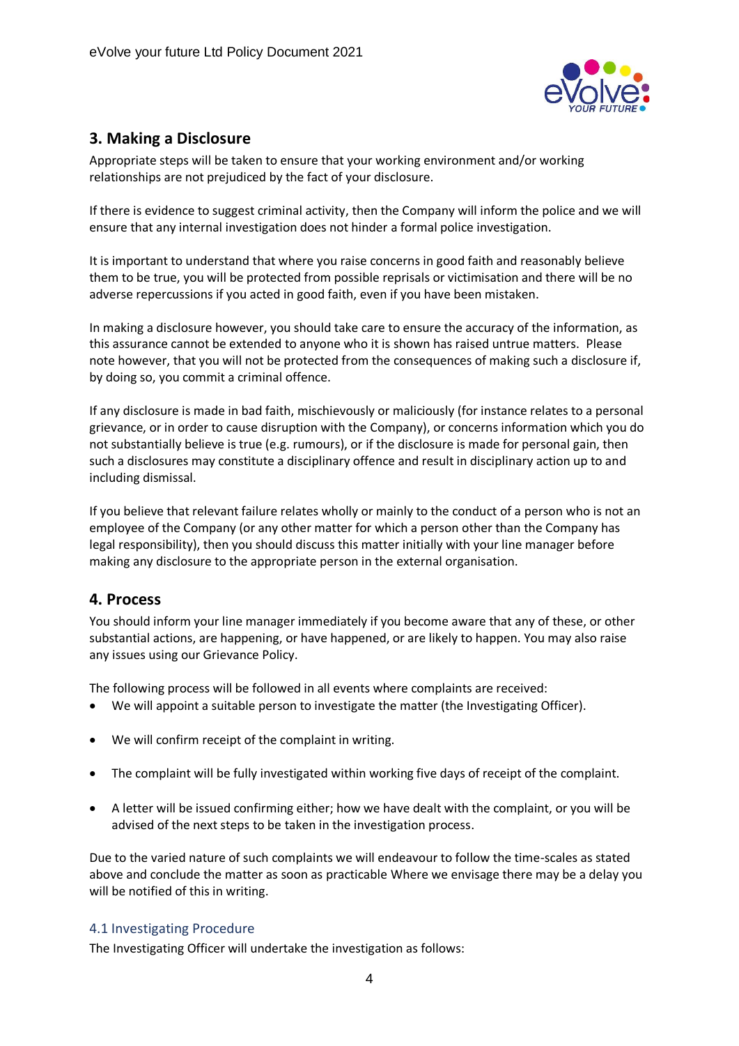## 3. Making a Disclosure

Appropriate steps will be taken to ensure that your working environment and/or working relationships are not prejudiced by the fact of your disclosure.

If there is evidence to suggest criminal activity, then the Company will inform the police and we will ensure that any internal investigation does not hinder a formal police investigation.

It is important to understand that where you raise concerns in good faith and reasonably believe them to be true, you will be protected from possible reprisals or victimisation and there will be no adverse repercussions if you acted in good faith, even if you have been mistaken.

In making a disclosure however, you should take care to ensure the accuracy of the information, as this assurance cannot be extended to anyone who it is shown has raised untrue matters. Please note however, that you will not be protected from the consequences of making such a disclosure if, by doing so, you commit a criminal offence.

If any disclosure is made in bad faith, mischievously or maliciously (for instance relates to a personal grievance, or in order to cause disruption with the Company), or concerns information which you do not substantially believe is true (e.g. rumours), or if the disclosure is made for personal gain, then such a disclosures may constitute a disciplinary offence and result in disciplinary action up to and including dismissal.

If you believe that relevant failure relates wholly or mainly to the conduct of a person who is not an employee of the Company (or any other matter for which a person other than the Company has legal responsibility), then you should discuss this matter initially with your line manager before making any disclosure to the appropriate person in the external organisation.

## 4. Process

You should inform your line manager immediately if you become aware that any of these, or other substantial actions, are happening, or have happened, or are likely to happen. You may also raise any issues using our Grievance Policy.

The following process will be followed in all events where complaints are received:

- We will appoint a suitable person to investigate the matter (the Investigating Officer).
- We will confirm receipt of the complaint in writing.
- The complaint will be fully investigated within working five days of receipt of the complaint.
- A letter will be issued confirming either; how we have dealt with the complaint, or you will be advised of the next steps to be taken in the investigation process.

Due to the varied nature of such complaints we will endeavour to follow the time-scales as stated above and conclude the matter as soon as practicable Where we envisage there may be a delay you will be notified of this in writing.

### 4.1 Investigating Procedure

The Investigating Officer will undertake the investigation as follows: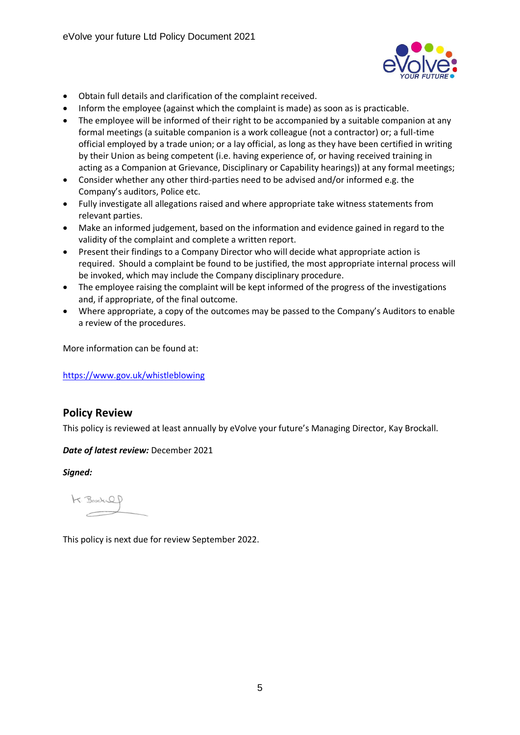- Obtain full details and clarification of the complaint received.
- Inform the employee (against which the complaint is made) as soon as is practicable.
- The employee will be informed of their right to be accompanied by a suitable companion at any formal meetings (a suitable companion is a work colleague (not a contractor) or; a full-time official employed by a trade union; or a lay official, as long as they have been certified in writing by their Union as being competent (i.e. having experience of, or having received training in acting as a Companion at Grievance, Disciplinary or Capability hearings)) at any formal meetings;
- Consider whether any other third-parties need to be advised and/or informed e.g. the Company's auditors, Police etc.
- Fully investigate all allegations raised and where appropriate take witness statements from relevant parties.
- Make an informed judgement, based on the information and evidence gained in regard to the validity of the complaint and complete a written report.
- Present their findings to a Company Director who will decide what appropriate action is required. Should a complaint be found to be justified, the most appropriate internal process will be invoked, which may include the Company disciplinary procedure.
- The employee raising the complaint will be kept informed of the progress of the investigations and, if appropriate, of the final outcome.
- Where appropriate, a copy of the outcomes may be passed to the Company's Auditors to enable a review of the procedures.

More information can be found at:

https://www.gov.uk/whistleblowing

## Policy Review

This policy is reviewed at least annually by eVolve your future's Managing Director, Kay Brockall.

***Date of latest review:*** December 2021

***Signed:***

This policy is next due for review September 2022.